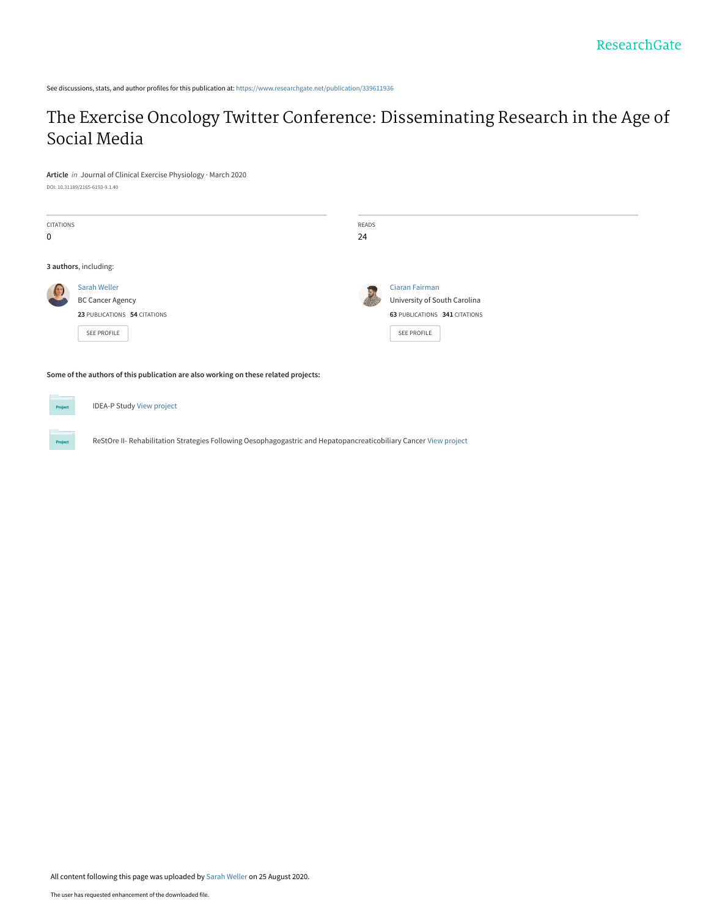See discussions, stats, and author profiles for this publication at: https://www.researchgate.net/publication/339611936

# The Exercise Oncology Twitter Conference: Disseminating Research in the Age of Social Media

**Article** *in* Journal of Clinical Exercise Physiology · March 2020

DOI: 10.31189/2165-6193-9.1.40

CITATIONS
0

READS
24

**3 authors**, including:

Sarah Weller
BC Cancer Agency
**23** PUBLICATIONS **54** CITATIONS
SEE PROFILE

Ciaran Fairman
University of South Carolina
**63** PUBLICATIONS **341** CITATIONS
SEE PROFILE

**Some of the authors of this publication are also working on these related projects:**

Project: IDEA-P Study View project

Project: ReStOre II- Rehabilitation Strategies Following Oesophagogastric and Hepatopancreaticobiliary Cancer View project

All content following this page was uploaded by Sarah Weller on 25 August 2020.

The user has requested enhancement of the downloaded file.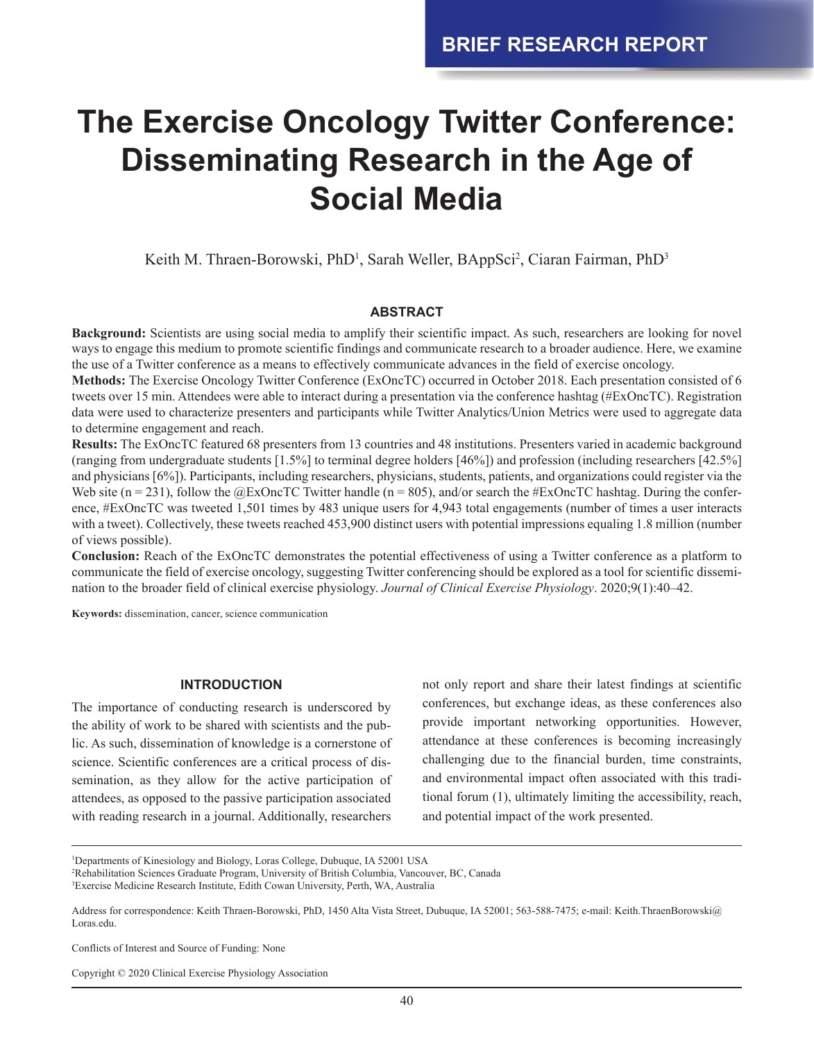BRIEF RESEARCH REPORT

# The Exercise Oncology Twitter Conference: Disseminating Research in the Age of Social Media

Keith M. Thraen-Borowski, PhD[1], Sarah Weller, BAppSci[2], Ciaran Fairman, PhD[3]

## ABSTRACT

**Background:** Scientists are using social media to amplify their scientific impact. As such, researchers are looking for novel ways to engage this medium to promote scientific findings and communicate research to a broader audience. Here, we examine the use of a Twitter conference as a means to effectively communicate advances in the field of exercise oncology.

**Methods:** The Exercise Oncology Twitter Conference (ExOncTC) occurred in October 2018. Each presentation consisted of 6 tweets over 15 min. Attendees were able to interact during a presentation via the conference hashtag (#ExOncTC). Registration data were used to characterize presenters and participants while Twitter Analytics/Union Metrics were used to aggregate data to determine engagement and reach.

**Results:** The ExOncTC featured 68 presenters from 13 countries and 48 institutions. Presenters varied in academic background (ranging from undergraduate students [1.5%] to terminal degree holders [46%]) and profession (including researchers [42.5%] and physicians [6%]). Participants, including researchers, physicians, students, patients, and organizations could register via the Web site (n = 231), follow the @ExOncTC Twitter handle (n = 805), and/or search the #ExOncTC hashtag. During the conference, #ExOncTC was tweeted 1,501 times by 483 unique users for 4,943 total engagements (number of times a user interacts with a tweet). Collectively, these tweets reached 453,900 distinct users with potential impressions equaling 1.8 million (number of views possible).

**Conclusion:** Reach of the ExOncTC demonstrates the potential effectiveness of using a Twitter conference as a platform to communicate the field of exercise oncology, suggesting Twitter conferencing should be explored as a tool for scientific dissemination to the broader field of clinical exercise physiology. *Journal of Clinical Exercise Physiology*. 2020;9(1):40–42.

**Keywords:** dissemination, cancer, science communication

## INTRODUCTION

The importance of conducting research is underscored by the ability of work to be shared with scientists and the public. As such, dissemination of knowledge is a cornerstone of science. Scientific conferences are a critical process of dissemination, as they allow for the active participation of attendees, as opposed to the passive participation associated with reading research in a journal. Additionally, researchers not only report and share their latest findings at scientific conferences, but exchange ideas, as these conferences also provide important networking opportunities. However, attendance at these conferences is becoming increasingly challenging due to the financial burden, time constraints, and environmental impact often associated with this traditional forum (1), ultimately limiting the accessibility, reach, and potential impact of the work presented.

[1]Departments of Kinesiology and Biology, Loras College, Dubuque, IA 52001 USA
[2]Rehabilitation Sciences Graduate Program, University of British Columbia, Vancouver, BC, Canada
[3]Exercise Medicine Research Institute, Edith Cowan University, Perth, WA, Australia

Address for correspondence: Keith Thraen-Borowski, PhD, 1450 Alta Vista Street, Dubuque, IA 52001; 563-588-7475; e-mail: Keith.ThraenBorowski@Loras.edu.

Conflicts of Interest and Source of Funding: None

Copyright © 2020 Clinical Exercise Physiology Association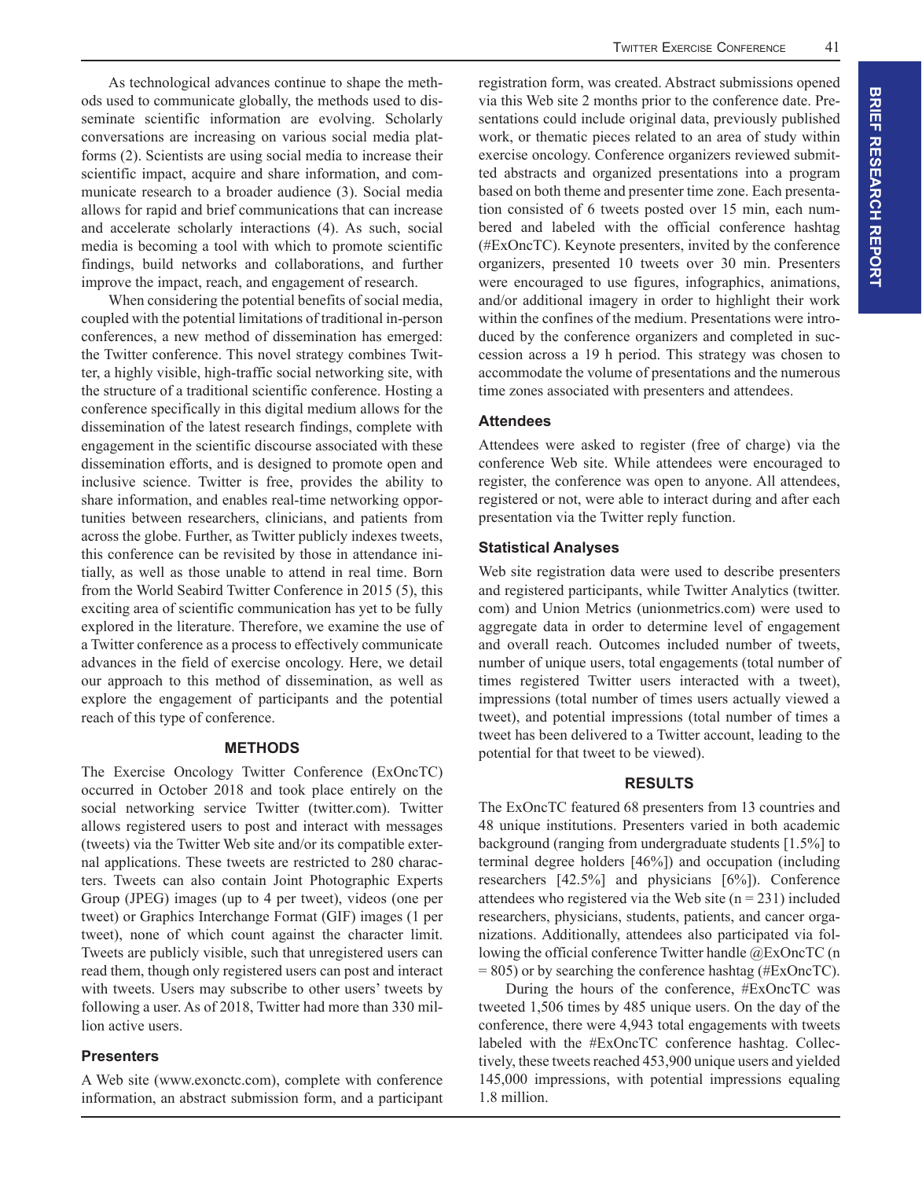As technological advances continue to shape the methods used to communicate globally, the methods used to disseminate scientific information are evolving. Scholarly conversations are increasing on various social media platforms (2). Scientists are using social media to increase their scientific impact, acquire and share information, and communicate research to a broader audience (3). Social media allows for rapid and brief communications that can increase and accelerate scholarly interactions (4). As such, social media is becoming a tool with which to promote scientific findings, build networks and collaborations, and further improve the impact, reach, and engagement of research.

When considering the potential benefits of social media, coupled with the potential limitations of traditional in-person conferences, a new method of dissemination has emerged: the Twitter conference. This novel strategy combines Twitter, a highly visible, high-traffic social networking site, with the structure of a traditional scientific conference. Hosting a conference specifically in this digital medium allows for the dissemination of the latest research findings, complete with engagement in the scientific discourse associated with these dissemination efforts, and is designed to promote open and inclusive science. Twitter is free, provides the ability to share information, and enables real-time networking opportunities between researchers, clinicians, and patients from across the globe. Further, as Twitter publicly indexes tweets, this conference can be revisited by those in attendance initially, as well as those unable to attend in real time. Born from the World Seabird Twitter Conference in 2015 (5), this exciting area of scientific communication has yet to be fully explored in the literature. Therefore, we examine the use of a Twitter conference as a process to effectively communicate advances in the field of exercise oncology. Here, we detail our approach to this method of dissemination, as well as explore the engagement of participants and the potential reach of this type of conference.

## METHODS

The Exercise Oncology Twitter Conference (ExOncTC) occurred in October 2018 and took place entirely on the social networking service Twitter (twitter.com). Twitter allows registered users to post and interact with messages (tweets) via the Twitter Web site and/or its compatible external applications. These tweets are restricted to 280 characters. Tweets can also contain Joint Photographic Experts Group (JPEG) images (up to 4 per tweet), videos (one per tweet) or Graphics Interchange Format (GIF) images (1 per tweet), none of which count against the character limit. Tweets are publicly visible, such that unregistered users can read them, though only registered users can post and interact with tweets. Users may subscribe to other users' tweets by following a user. As of 2018, Twitter had more than 330 million active users.

### Presenters

A Web site (www.exonctc.com), complete with conference information, an abstract submission form, and a participant registration form, was created. Abstract submissions opened via this Web site 2 months prior to the conference date. Presentations could include original data, previously published work, or thematic pieces related to an area of study within exercise oncology. Conference organizers reviewed submitted abstracts and organized presentations into a program based on both theme and presenter time zone. Each presentation consisted of 6 tweets posted over 15 min, each numbered and labeled with the official conference hashtag (#ExOncTC). Keynote presenters, invited by the conference organizers, presented 10 tweets over 30 min. Presenters were encouraged to use figures, infographics, animations, and/or additional imagery in order to highlight their work within the confines of the medium. Presentations were introduced by the conference organizers and completed in succession across a 19 h period. This strategy was chosen to accommodate the volume of presentations and the numerous time zones associated with presenters and attendees.

### Attendees

Attendees were asked to register (free of charge) via the conference Web site. While attendees were encouraged to register, the conference was open to anyone. All attendees, registered or not, were able to interact during and after each presentation via the Twitter reply function.

### Statistical Analyses

Web site registration data were used to describe presenters and registered participants, while Twitter Analytics (twitter.com) and Union Metrics (unionmetrics.com) were used to aggregate data in order to determine level of engagement and overall reach. Outcomes included number of tweets, number of unique users, total engagements (total number of times registered Twitter users interacted with a tweet), impressions (total number of times users actually viewed a tweet), and potential impressions (total number of times a tweet has been delivered to a Twitter account, leading to the potential for that tweet to be viewed).

## RESULTS

The ExOncTC featured 68 presenters from 13 countries and 48 unique institutions. Presenters varied in both academic background (ranging from undergraduate students [1.5%] to terminal degree holders [46%]) and occupation (including researchers [42.5%] and physicians [6%]). Conference attendees who registered via the Web site (n = 231) included researchers, physicians, students, patients, and cancer organizations. Additionally, attendees also participated via following the official conference Twitter handle @ExOncTC (n = 805) or by searching the conference hashtag (#ExOncTC).

During the hours of the conference, #ExOncTC was tweeted 1,506 times by 485 unique users. On the day of the conference, there were 4,943 total engagements with tweets labeled with the #ExOncTC conference hashtag. Collectively, these tweets reached 453,900 unique users and yielded 145,000 impressions, with potential impressions equaling 1.8 million.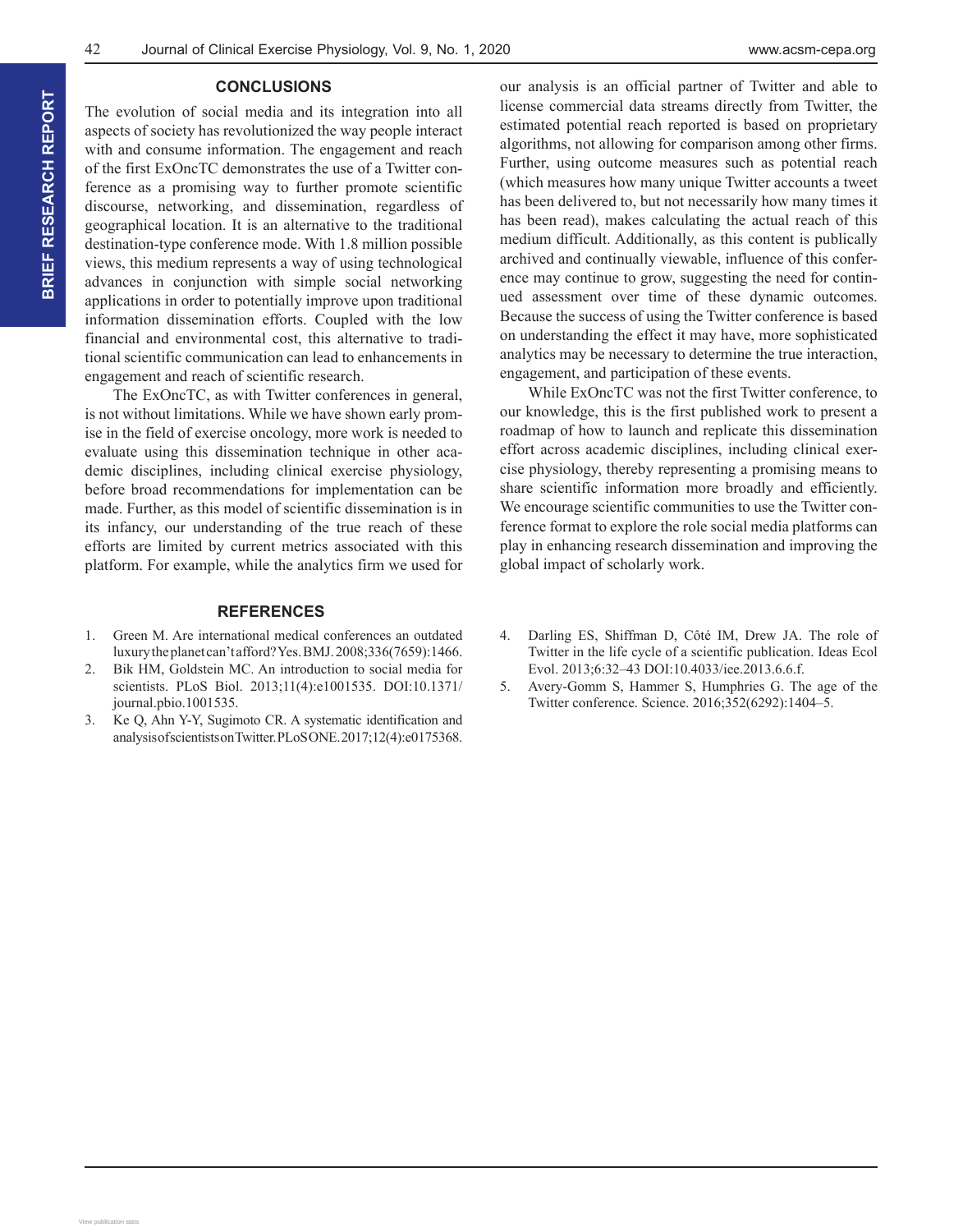## CONCLUSIONS

The evolution of social media and its integration into all aspects of society has revolutionized the way people interact with and consume information. The engagement and reach of the first ExOncTC demonstrates the use of a Twitter conference as a promising way to further promote scientific discourse, networking, and dissemination, regardless of geographical location. It is an alternative to the traditional destination-type conference mode. With 1.8 million possible views, this medium represents a way of using technological advances in conjunction with simple social networking applications in order to potentially improve upon traditional information dissemination efforts. Coupled with the low financial and environmental cost, this alternative to traditional scientific communication can lead to enhancements in engagement and reach of scientific research.

The ExOncTC, as with Twitter conferences in general, is not without limitations. While we have shown early promise in the field of exercise oncology, more work is needed to evaluate using this dissemination technique in other academic disciplines, including clinical exercise physiology, before broad recommendations for implementation can be made. Further, as this model of scientific dissemination is in its infancy, our understanding of the true reach of these efforts are limited by current metrics associated with this platform. For example, while the analytics firm we used for our analysis is an official partner of Twitter and able to license commercial data streams directly from Twitter, the estimated potential reach reported is based on proprietary algorithms, not allowing for comparison among other firms. Further, using outcome measures such as potential reach (which measures how many unique Twitter accounts a tweet has been delivered to, but not necessarily how many times it has been read), makes calculating the actual reach of this medium difficult. Additionally, as this content is publically archived and continually viewable, influence of this conference may continue to grow, suggesting the need for continued assessment over time of these dynamic outcomes. Because the success of using the Twitter conference is based on understanding the effect it may have, more sophisticated analytics may be necessary to determine the true interaction, engagement, and participation of these events.

While ExOncTC was not the first Twitter conference, to our knowledge, this is the first published work to present a roadmap of how to launch and replicate this dissemination effort across academic disciplines, including clinical exercise physiology, thereby representing a promising means to share scientific information more broadly and efficiently. We encourage scientific communities to use the Twitter conference format to explore the role social media platforms can play in enhancing research dissemination and improving the global impact of scholarly work.

## REFERENCES

1. Green M. Are international medical conferences an outdated luxury the planet can't afford? Yes. BMJ. 2008;336(7659):1466.
2. Bik HM, Goldstein MC. An introduction to social media for scientists. PLoS Biol. 2013;11(4):e1001535. DOI:10.1371/journal.pbio.1001535.
3. Ke Q, Ahn Y-Y, Sugimoto CR. A systematic identification and analysis of scientists on Twitter. PLoS ONE. 2017;12(4):e0175368.
4. Darling ES, Shiffman D, Côté IM, Drew JA. The role of Twitter in the life cycle of a scientific publication. Ideas Ecol Evol. 2013;6:32–43 DOI:10.4033/iee.2013.6.6.f.
5. Avery-Gomm S, Hammer S, Humphries G. The age of the Twitter conference. Science. 2016;352(6292):1404–5.